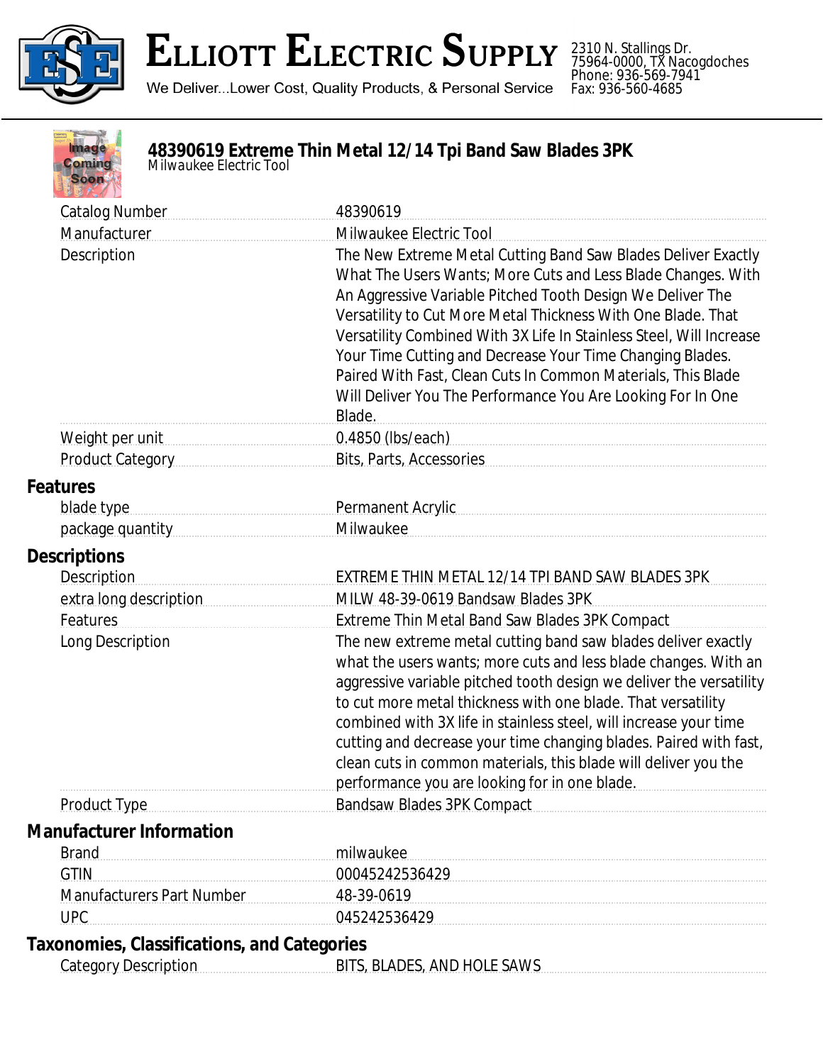# Elliott Electric Supply

We Deliver...Lower Cost, Quality Products, & Personal Service

2310 N. Stallings Dr.
75964-0000, TX Nacogdoches
Phone: 936-569-7941
Fax: 936-560-4685

## 48390619 Extreme Thin Metal 12/14 Tpi Band Saw Blades 3PK

*Milwaukee Electric Tool*

| | |
|---|---|
| Catalog Number | 48390619 |
| Manufacturer | Milwaukee Electric Tool |
| Description | The New Extreme Metal Cutting Band Saw Blades Deliver Exactly What The Users Wants; More Cuts and Less Blade Changes. With An Aggressive Variable Pitched Tooth Design We Deliver The Versatility to Cut More Metal Thickness With One Blade. That Versatility Combined With 3X Life In Stainless Steel, Will Increase Your Time Cutting and Decrease Your Time Changing Blades. Paired With Fast, Clean Cuts In Common Materials, This Blade Will Deliver You The Performance You Are Looking For In One Blade. |
| Weight per unit | 0.4850 (lbs/each) |
| Product Category | Bits, Parts, Accessories |

### Features

| | |
|---|---|
| blade type | Permanent Acrylic |
| package quantity | Milwaukee |

### Descriptions

| | |
|---|---|
| Description | EXTREME THIN METAL 12/14 TPI BAND SAW BLADES 3PK |
| extra long description | MILW 48-39-0619 Bandsaw Blades 3PK |
| Features | Extreme Thin Metal Band Saw Blades 3PK Compact |
| Long Description | The new extreme metal cutting band saw blades deliver exactly what the users wants; more cuts and less blade changes. With an aggressive variable pitched tooth design we deliver the versatility to cut more metal thickness with one blade. That versatility combined with 3X life in stainless steel, will increase your time cutting and decrease your time changing blades. Paired with fast, clean cuts in common materials, this blade will deliver you the performance you are looking for in one blade. |
| Product Type | Bandsaw Blades 3PK Compact |

### Manufacturer Information

| | |
|---|---|
| Brand | milwaukee |
| GTIN | 00045242536429 |
| Manufacturers Part Number | 48-39-0619 |
| UPC | 045242536429 |

### Taxonomies, Classifications, and Categories

| | |
|---|---|
| Category Description | BITS, BLADES, AND HOLE SAWS |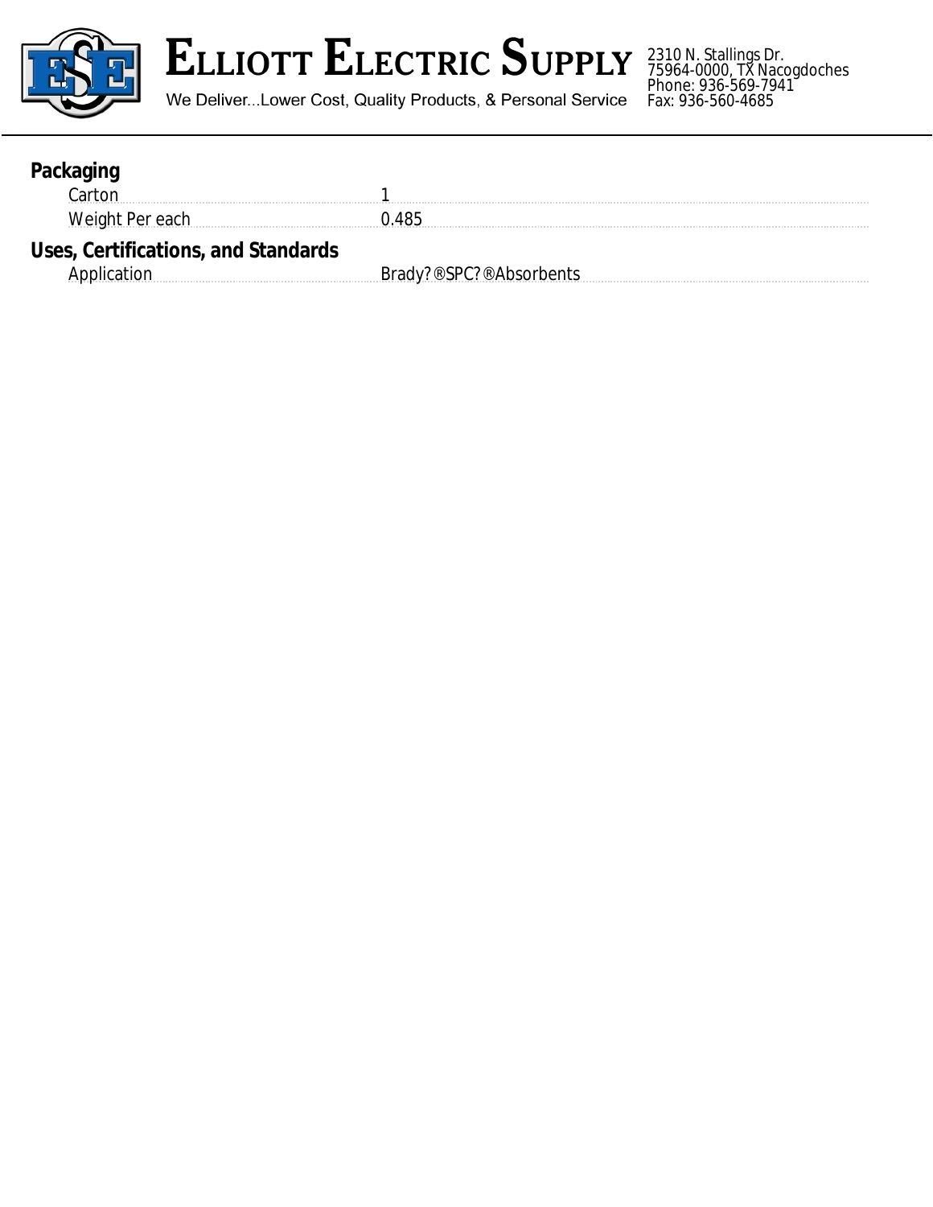## Packaging

| | |
|---|---|
| Carton | 1 |
| Weight Per each | 0.485 |

## Uses, Certifications, and Standards

| | |
|---|---|
| Application | Brady?®SPC?®Absorbents |